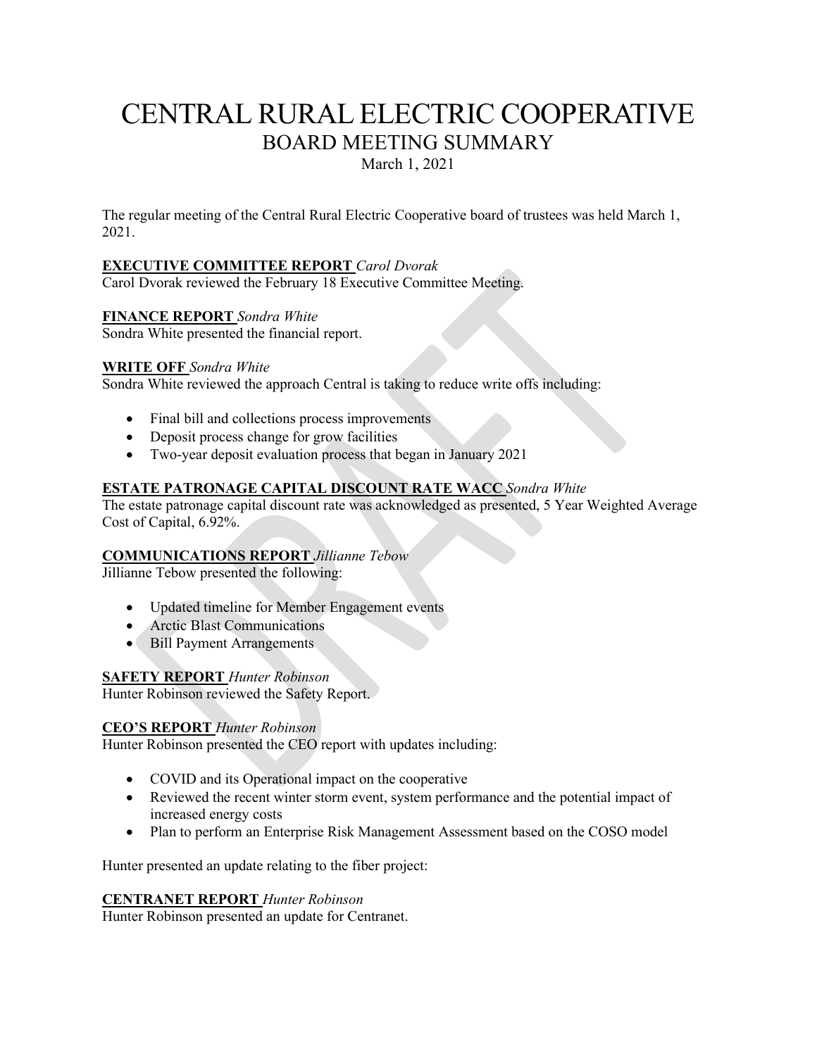# CENTRAL RURAL ELECTRIC COOPERATIVE

## BOARD MEETING SUMMARY

March 1, 2021

The regular meeting of the Central Rural Electric Cooperative board of trustees was held March 1, 2021.

**EXECUTIVE COMMITTEE REPORT** *Carol Dvorak*
Carol Dvorak reviewed the February 18 Executive Committee Meeting.

**FINANCE REPORT** *Sondra White*
Sondra White presented the financial report.

**WRITE OFF** *Sondra White*
Sondra White reviewed the approach Central is taking to reduce write offs including:

- Final bill and collections process improvements
- Deposit process change for grow facilities
- Two-year deposit evaluation process that began in January 2021

**ESTATE PATRONAGE CAPITAL DISCOUNT RATE WACC** *Sondra White*
The estate patronage capital discount rate was acknowledged as presented, 5 Year Weighted Average Cost of Capital, 6.92%.

**COMMUNICATIONS REPORT** *Jillianne Tebow*
Jillianne Tebow presented the following:

- Updated timeline for Member Engagement events
- Arctic Blast Communications
- Bill Payment Arrangements

**SAFETY REPORT** *Hunter Robinson*
Hunter Robinson reviewed the Safety Report.

**CEO'S REPORT** *Hunter Robinson*
Hunter Robinson presented the CEO report with updates including:

- COVID and its Operational impact on the cooperative
- Reviewed the recent winter storm event, system performance and the potential impact of increased energy costs
- Plan to perform an Enterprise Risk Management Assessment based on the COSO model

Hunter presented an update relating to the fiber project:

**CENTRANET REPORT** *Hunter Robinson*
Hunter Robinson presented an update for Centranet.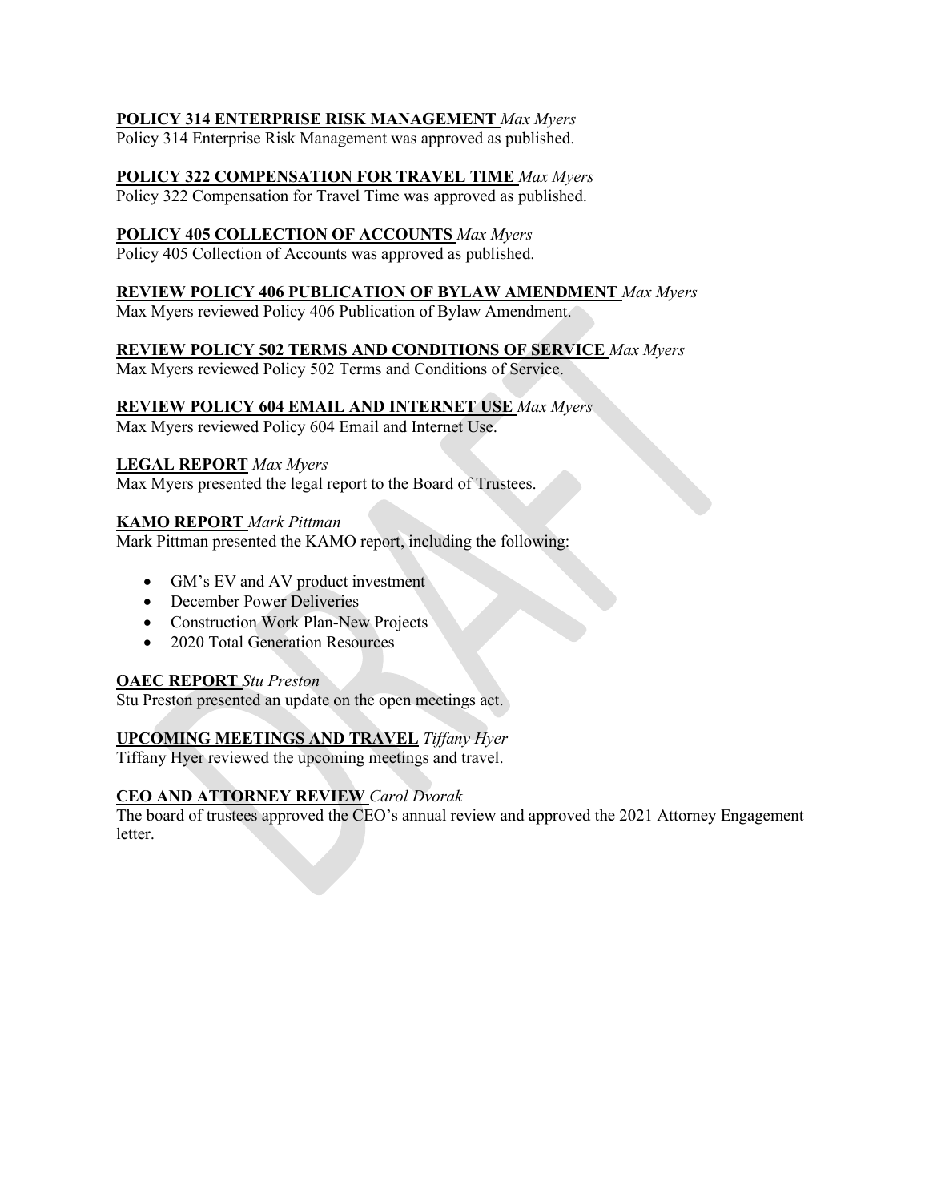**POLICY 314 ENTERPRISE RISK MANAGEMENT** *Max Myers*
Policy 314 Enterprise Risk Management was approved as published.

**POLICY 322 COMPENSATION FOR TRAVEL TIME** *Max Myers*
Policy 322 Compensation for Travel Time was approved as published.

**POLICY 405 COLLECTION OF ACCOUNTS** *Max Myers*
Policy 405 Collection of Accounts was approved as published.

**REVIEW POLICY 406 PUBLICATION OF BYLAW AMENDMENT** *Max Myers*
Max Myers reviewed Policy 406 Publication of Bylaw Amendment.

**REVIEW POLICY 502 TERMS AND CONDITIONS OF SERVICE** *Max Myers*
Max Myers reviewed Policy 502 Terms and Conditions of Service.

**REVIEW POLICY 604 EMAIL AND INTERNET USE** *Max Myers*
Max Myers reviewed Policy 604 Email and Internet Use.

**LEGAL REPORT** *Max Myers*
Max Myers presented the legal report to the Board of Trustees.

**KAMO REPORT** *Mark Pittman*
Mark Pittman presented the KAMO report, including the following:

- GM's EV and AV product investment
- December Power Deliveries
- Construction Work Plan-New Projects
- 2020 Total Generation Resources

**OAEC REPORT** *Stu Preston*
Stu Preston presented an update on the open meetings act.

**UPCOMING MEETINGS AND TRAVEL** *Tiffany Hyer*
Tiffany Hyer reviewed the upcoming meetings and travel.

**CEO AND ATTORNEY REVIEW** *Carol Dvorak*
The board of trustees approved the CEO's annual review and approved the 2021 Attorney Engagement letter.